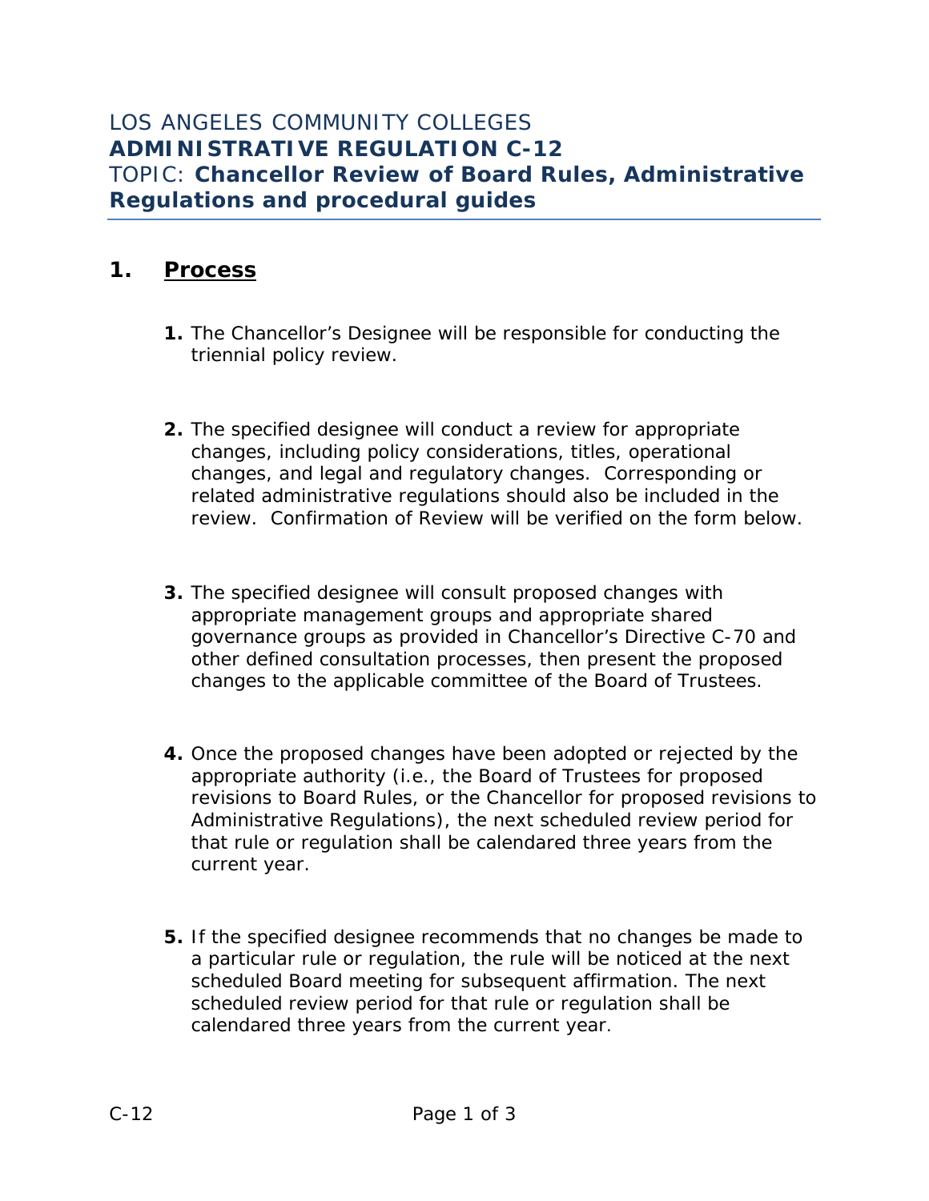# LOS ANGELES COMMUNITY COLLEGES
# **ADMINISTRATIVE REGULATION C-12**
## TOPIC: **Chancellor Review of Board Rules, Administrative Regulations and procedural guides**

## 1. Process

1. The Chancellor's Designee will be responsible for conducting the triennial policy review.

2. The specified designee will conduct a review for appropriate changes, including policy considerations, titles, operational changes, and legal and regulatory changes. Corresponding or related administrative regulations should also be included in the review. Confirmation of Review will be verified on the form below.

3. The specified designee will consult proposed changes with appropriate management groups and appropriate shared governance groups as provided in Chancellor's Directive C-70 and other defined consultation processes, then present the proposed changes to the applicable committee of the Board of Trustees.

4. Once the proposed changes have been adopted or rejected by the appropriate authority (i.e., the Board of Trustees for proposed revisions to Board Rules, or the Chancellor for proposed revisions to Administrative Regulations), the next scheduled review period for that rule or regulation shall be calendared three years from the current year.

5. If the specified designee recommends that no changes be made to a particular rule or regulation, the rule will be noticed at the next scheduled Board meeting for subsequent affirmation. The next scheduled review period for that rule or regulation shall be calendared three years from the current year.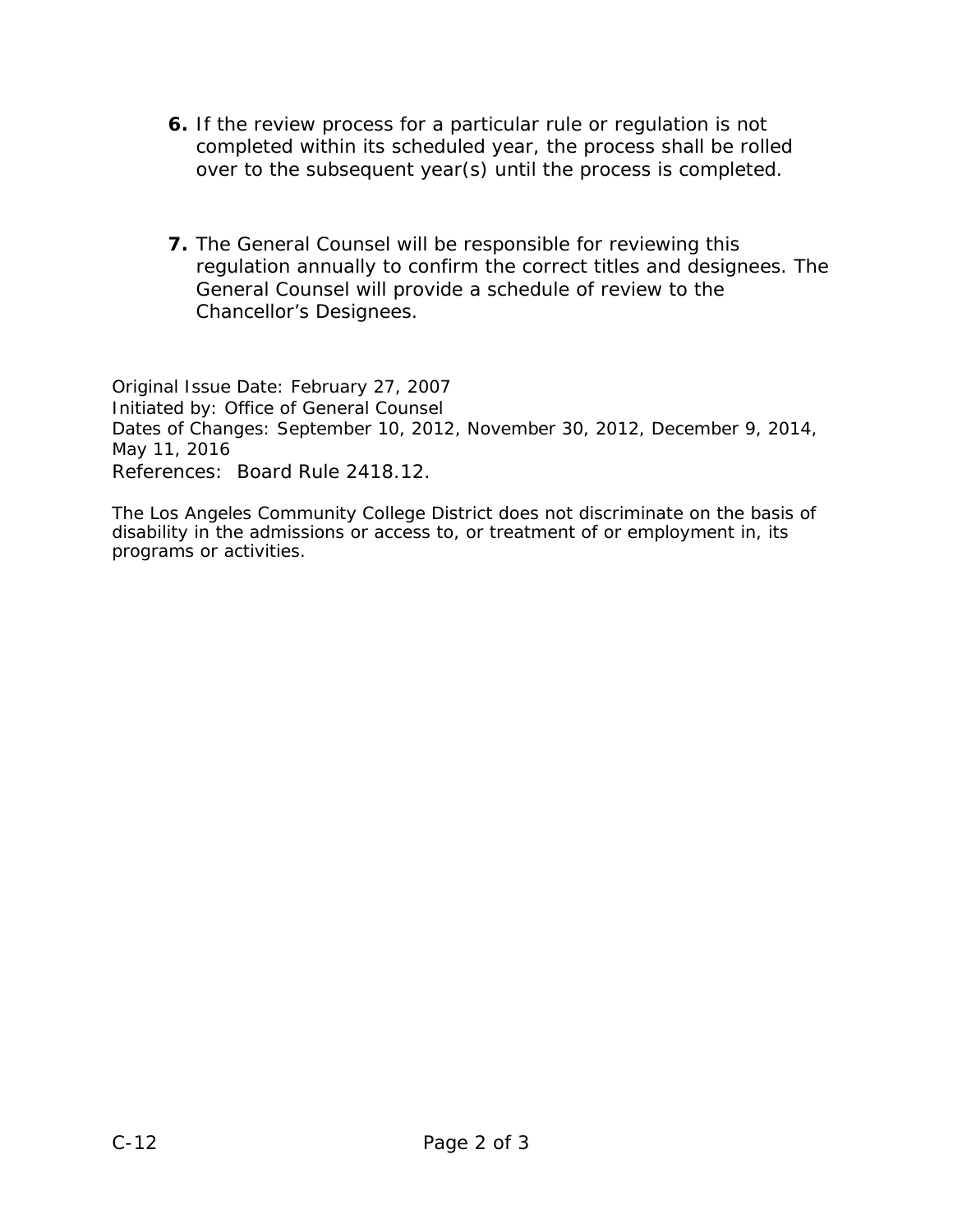6. If the review process for a particular rule or regulation is not completed within its scheduled year, the process shall be rolled over to the subsequent year(s) until the process is completed.

7. The General Counsel will be responsible for reviewing this regulation annually to confirm the correct titles and designees. The General Counsel will provide a schedule of review to the Chancellor's Designees.

Original Issue Date: February 27, 2007
Initiated by: Office of General Counsel
Dates of Changes: September 10, 2012, November 30, 2012, December 9, 2014, May 11, 2016
References: Board Rule 2418.12.

The Los Angeles Community College District does not discriminate on the basis of disability in the admissions or access to, or treatment of or employment in, its programs or activities.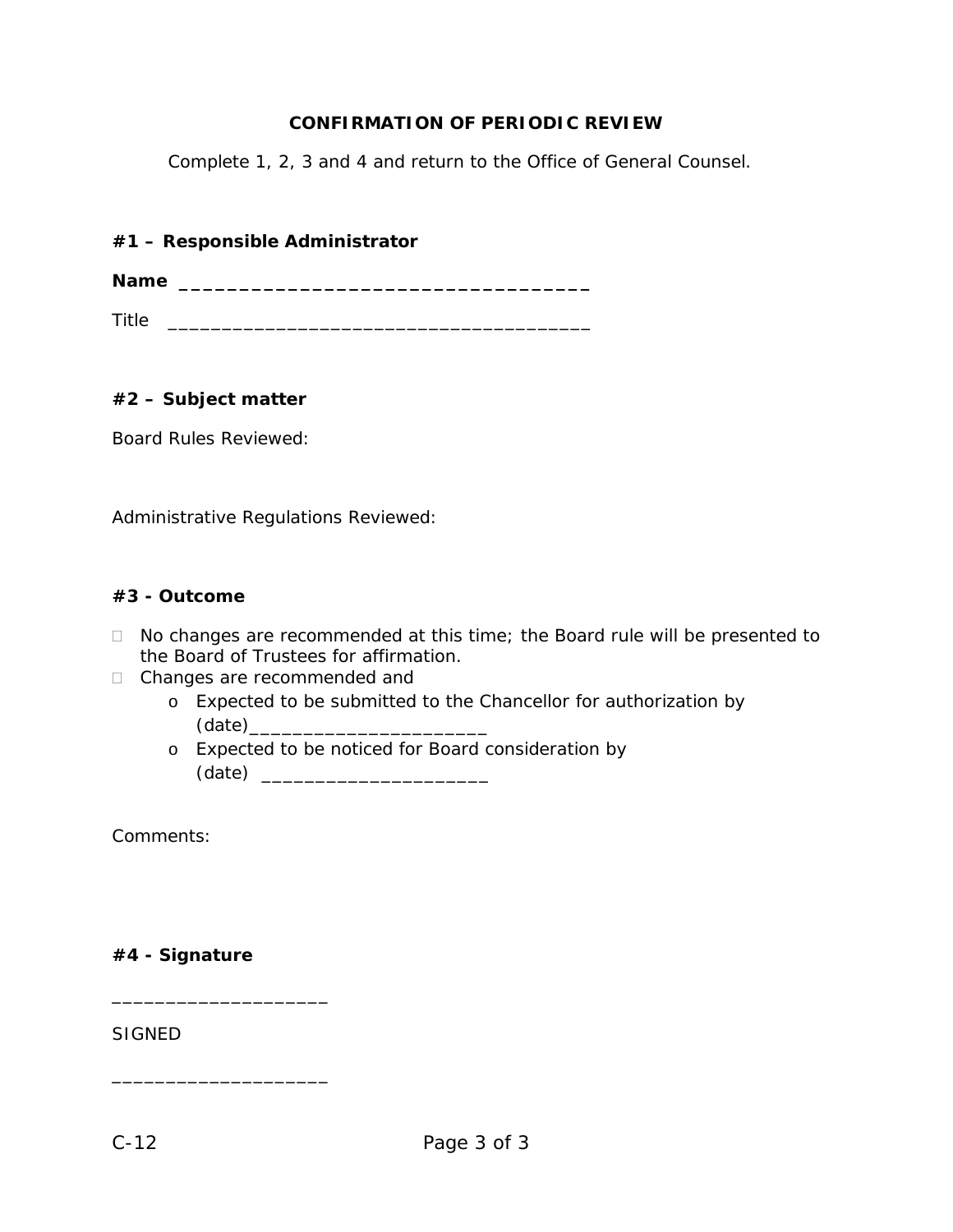**CONFIRMATION OF PERIODIC REVIEW**

Complete 1, 2, 3 and 4 and return to the Office of General Counsel.

**#1 – Responsible Administrator**

**Name** ___________________________________

Title ____________________________________

**#2 – Subject matter**

Board Rules Reviewed:

Administrative Regulations Reviewed:

**#3 - Outcome**

- ☐ No changes are recommended at this time; the Board rule will be presented to the Board of Trustees for affirmation.
- ☐ Changes are recommended and
  - o Expected to be submitted to the Chancellor for authorization by (date)______________________
  - o Expected to be noticed for Board consideration by (date) _____________________

Comments:

**#4 - Signature**

____________________

SIGNED

____________________

C-12